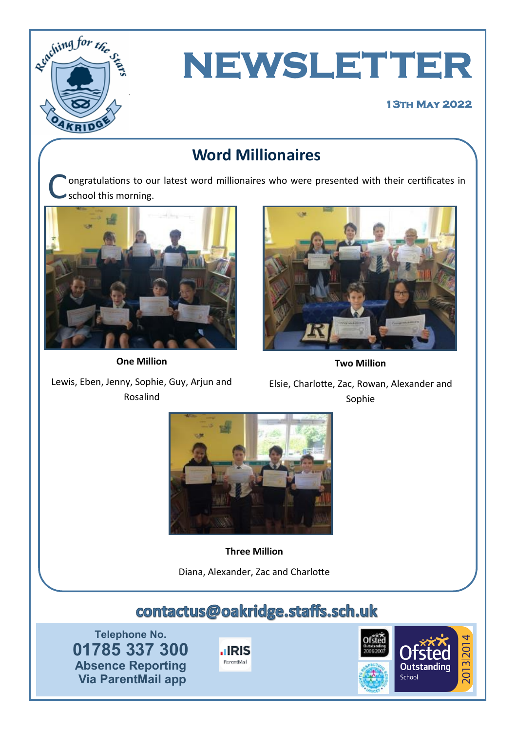# NEWSLETTER

**13th May 2022**

## Word Millionaires

Congratulations to our latest word millionaires who were presented with their certificates in school this morning.

**One Million**

Lewis, Eben, Jenny, Sophie, Guy, Arjun and Rosalind

**Two Million**

Elsie, Charlotte, Zac, Rowan, Alexander and Sophie

**Three Million**

Diana, Alexander, Zac and Charlotte

**contactus@oakridge.staffs.sch.uk**

Telephone No.
**01785 337 300**
**Absence Reporting Via ParentMail app**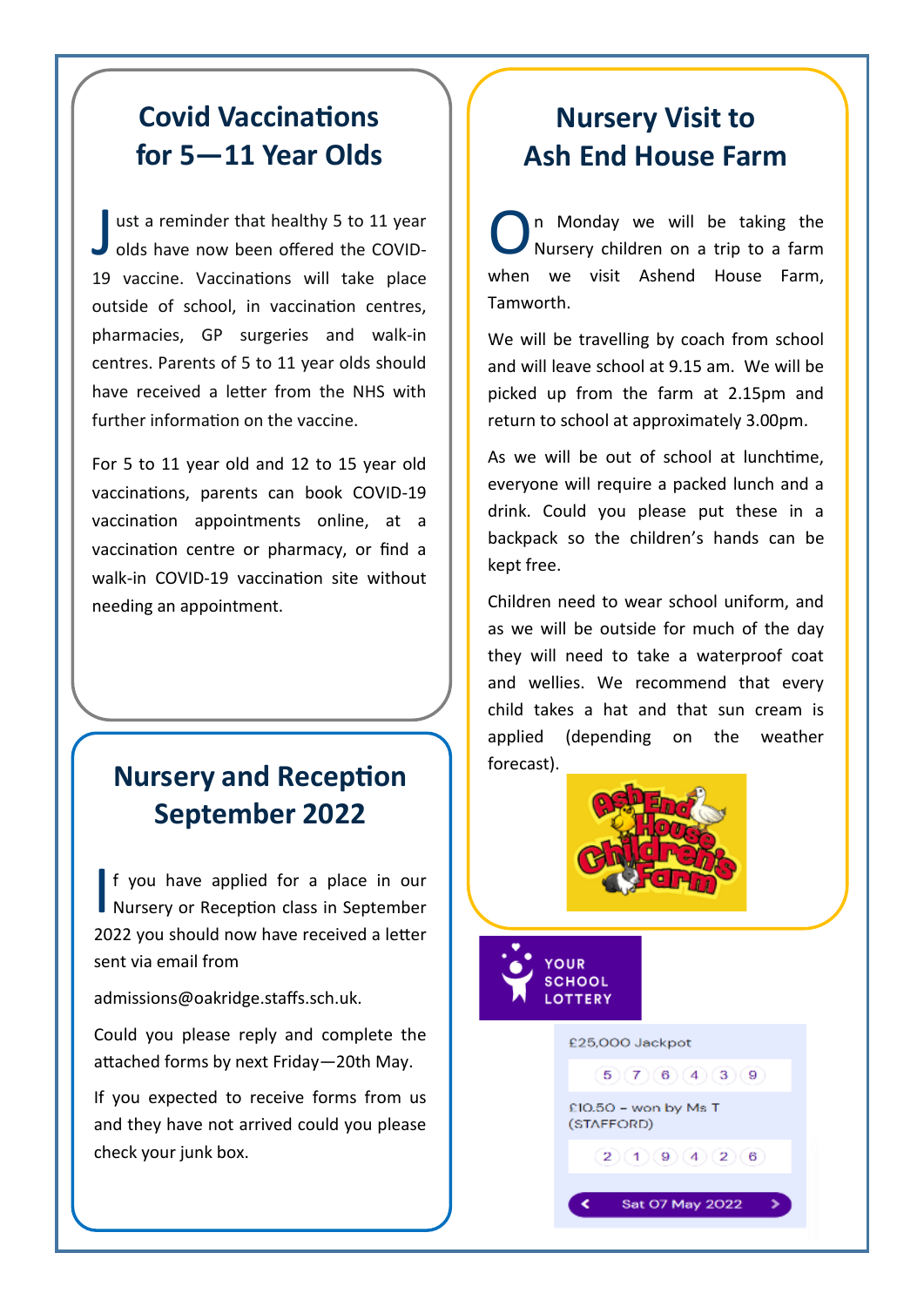## Covid Vaccinations for 5—11 Year Olds

Just a reminder that healthy 5 to 11 year olds have now been offered the COVID-19 vaccine. Vaccinations will take place outside of school, in vaccination centres, pharmacies, GP surgeries and walk-in centres. Parents of 5 to 11 year olds should have received a letter from the NHS with further information on the vaccine.

For 5 to 11 year old and 12 to 15 year old vaccinations, parents can book COVID-19 vaccination appointments online, at a vaccination centre or pharmacy, or find a walk-in COVID-19 vaccination site without needing an appointment.

## Nursery and Reception September 2022

If you have applied for a place in our Nursery or Reception class in September 2022 you should now have received a letter sent via email from

admissions@oakridge.staffs.sch.uk.

Could you please reply and complete the attached forms by next Friday—20th May.

If you expected to receive forms from us and they have not arrived could you please check your junk box.

## Nursery Visit to Ash End House Farm

On Monday we will be taking the Nursery children on a trip to a farm when we visit Ashend House Farm, Tamworth.

We will be travelling by coach from school and will leave school at 9.15 am. We will be picked up from the farm at 2.15pm and return to school at approximately 3.00pm.

As we will be out of school at lunchtime, everyone will require a packed lunch and a drink. Could you please put these in a backpack so the children's hands can be kept free.

Children need to wear school uniform, and as we will be outside for much of the day they will need to take a waterproof coat and wellies. We recommend that every child takes a hat and that sun cream is applied (depending on the weather forecast).

Ash End House Children's Farm

YOUR SCHOOL LOTTERY

£25,000 Jackpot

5 7 6 4 3 9

£10.50 – won by Ms T (STAFFORD)

2 1 9 4 2 6

Sat 07 May 2022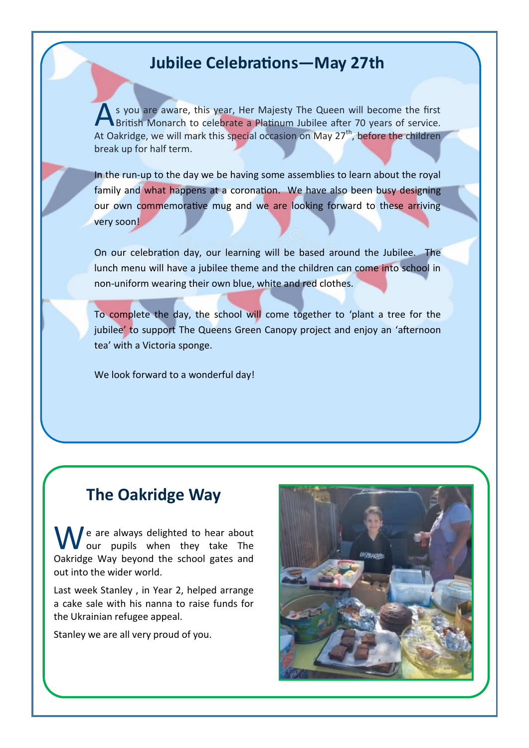## Jubilee Celebrations—May 27th

As you are aware, this year, Her Majesty The Queen will become the first British Monarch to celebrate a Platinum Jubilee after 70 years of service. At Oakridge, we will mark this special occasion on May 27th, before the children break up for half term.

In the run-up to the day we be having some assemblies to learn about the royal family and what happens at a coronation. We have also been busy designing our own commemorative mug and we are looking forward to these arriving very soon!

On our celebration day, our learning will be based around the Jubilee. The lunch menu will have a jubilee theme and the children can come into school in non-uniform wearing their own blue, white and red clothes.

To complete the day, the school will come together to 'plant a tree for the jubilee' to support The Queens Green Canopy project and enjoy an 'afternoon tea' with a Victoria sponge.

We look forward to a wonderful day!

## The Oakridge Way

We are always delighted to hear about our pupils when they take The Oakridge Way beyond the school gates and out into the wider world.

Last week Stanley , in Year 2, helped arrange a cake sale with his nanna to raise funds for the Ukrainian refugee appeal.

Stanley we are all very proud of you.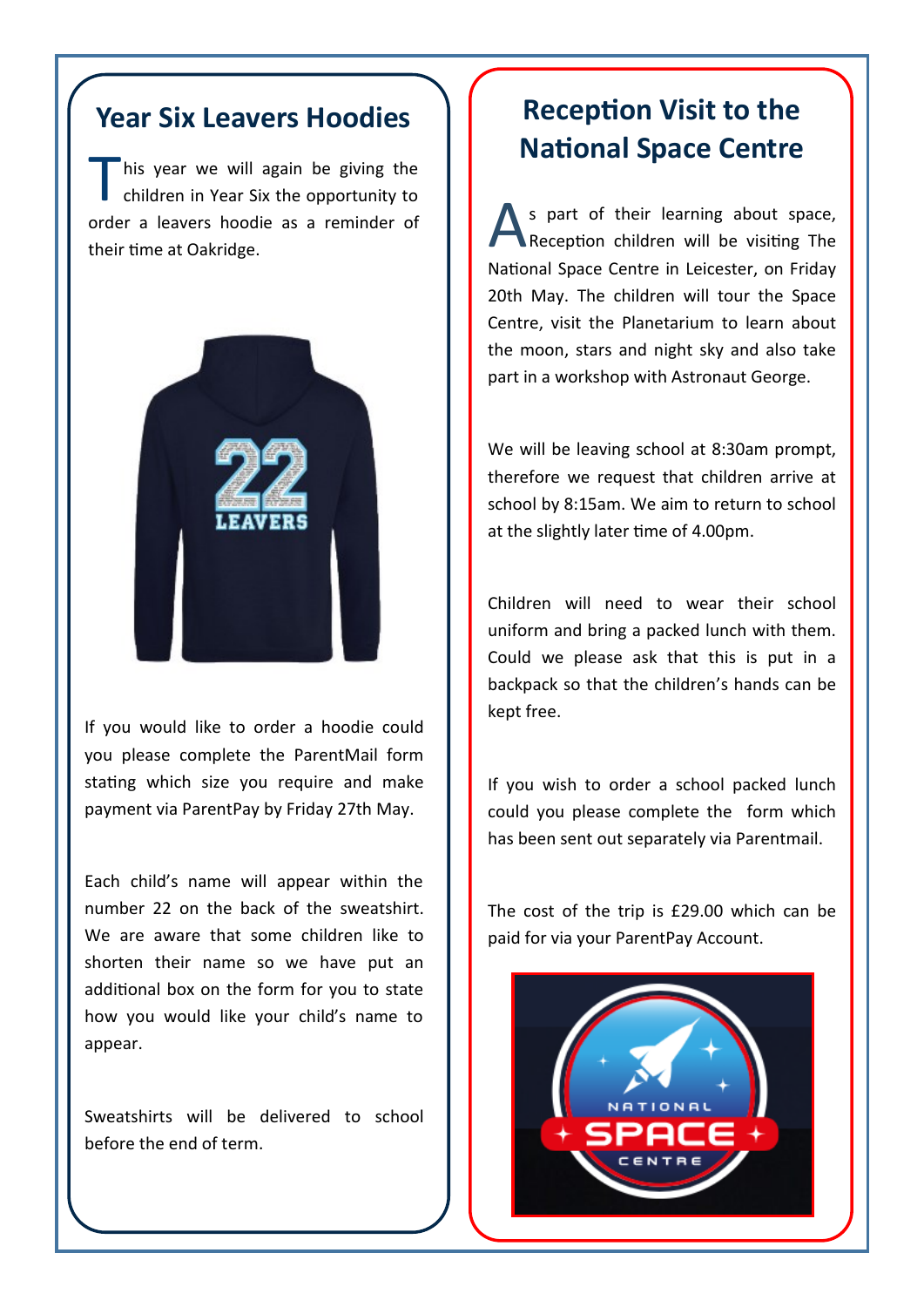## Year Six Leavers Hoodies

This year we will again be giving the children in Year Six the opportunity to order a leavers hoodie as a reminder of their time at Oakridge.

If you would like to order a hoodie could you please complete the ParentMail form stating which size you require and make payment via ParentPay by Friday 27th May.

Each child's name will appear within the number 22 on the back of the sweatshirt. We are aware that some children like to shorten their name so we have put an additional box on the form for you to state how you would like your child's name to appear.

Sweatshirts will be delivered to school before the end of term.

## Reception Visit to the National Space Centre

As part of their learning about space, Reception children will be visiting The National Space Centre in Leicester, on Friday 20th May. The children will tour the Space Centre, visit the Planetarium to learn about the moon, stars and night sky and also take part in a workshop with Astronaut George.

We will be leaving school at 8:30am prompt, therefore we request that children arrive at school by 8:15am. We aim to return to school at the slightly later time of 4.00pm.

Children will need to wear their school uniform and bring a packed lunch with them. Could we please ask that this is put in a backpack so that the children's hands can be kept free.

If you wish to order a school packed lunch could you please complete the form which has been sent out separately via Parentmail.

The cost of the trip is £29.00 which can be paid for via your ParentPay Account.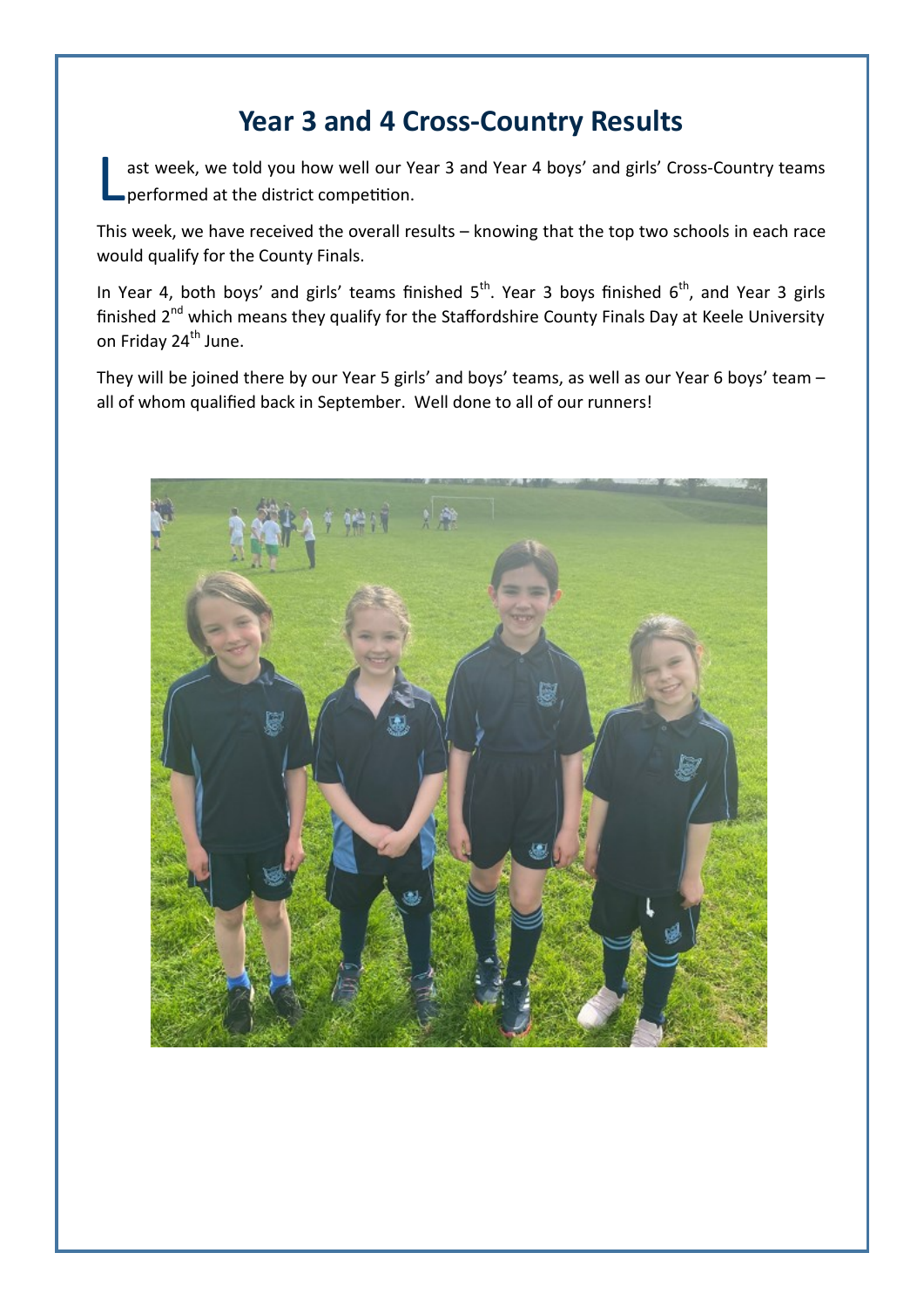# Year 3 and 4 Cross-Country Results

Last week, we told you how well our Year 3 and Year 4 boys' and girls' Cross-Country teams performed at the district competition.

This week, we have received the overall results – knowing that the top two schools in each race would qualify for the County Finals.

In Year 4, both boys' and girls' teams finished 5th. Year 3 boys finished 6th, and Year 3 girls finished 2nd which means they qualify for the Staffordshire County Finals Day at Keele University on Friday 24th June.

They will be joined there by our Year 5 girls' and boys' teams, as well as our Year 6 boys' team – all of whom qualified back in September. Well done to all of our runners!